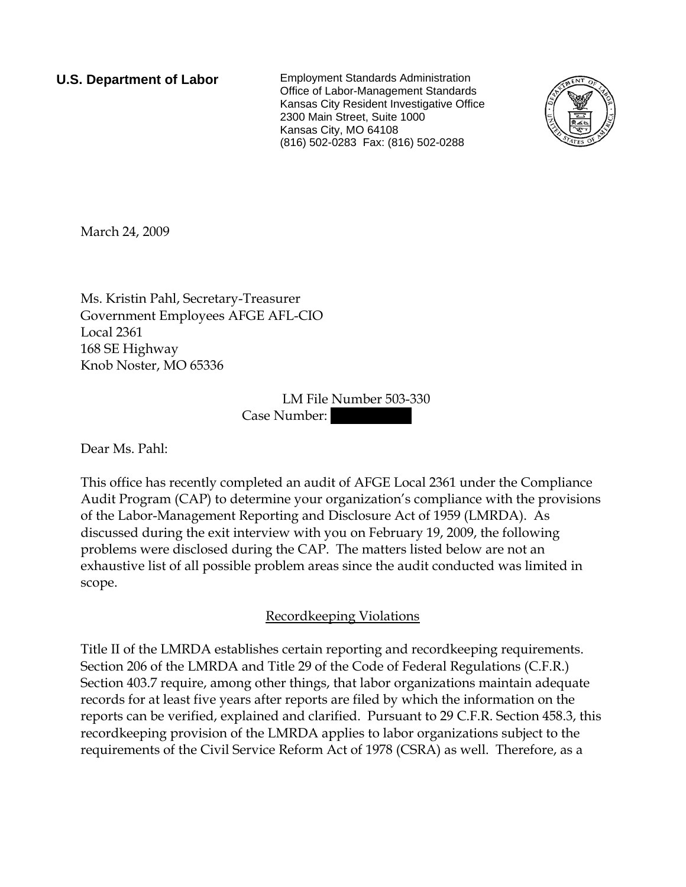**U.S. Department of Labor**

Employment Standards Administration
Office of Labor-Management Standards
Kansas City Resident Investigative Office
2300 Main Street, Suite 1000
Kansas City, MO 64108
(816) 502-0283 Fax: (816) 502-0288

March 24, 2009

Ms. Kristin Pahl, Secretary-Treasurer
Government Employees AFGE AFL-CIO
Local 2361
168 SE Highway
Knob Noster, MO 65336

LM File Number 503-330
Case Number: 

Dear Ms. Pahl:

This office has recently completed an audit of AFGE Local 2361 under the Compliance Audit Program (CAP) to determine your organization's compliance with the provisions of the Labor-Management Reporting and Disclosure Act of 1959 (LMRDA). As discussed during the exit interview with you on February 19, 2009, the following problems were disclosed during the CAP. The matters listed below are not an exhaustive list of all possible problem areas since the audit conducted was limited in scope.

## Recordkeeping Violations

Title II of the LMRDA establishes certain reporting and recordkeeping requirements. Section 206 of the LMRDA and Title 29 of the Code of Federal Regulations (C.F.R.) Section 403.7 require, among other things, that labor organizations maintain adequate records for at least five years after reports are filed by which the information on the reports can be verified, explained and clarified. Pursuant to 29 C.F.R. Section 458.3, this recordkeeping provision of the LMRDA applies to labor organizations subject to the requirements of the Civil Service Reform Act of 1978 (CSRA) as well. Therefore, as a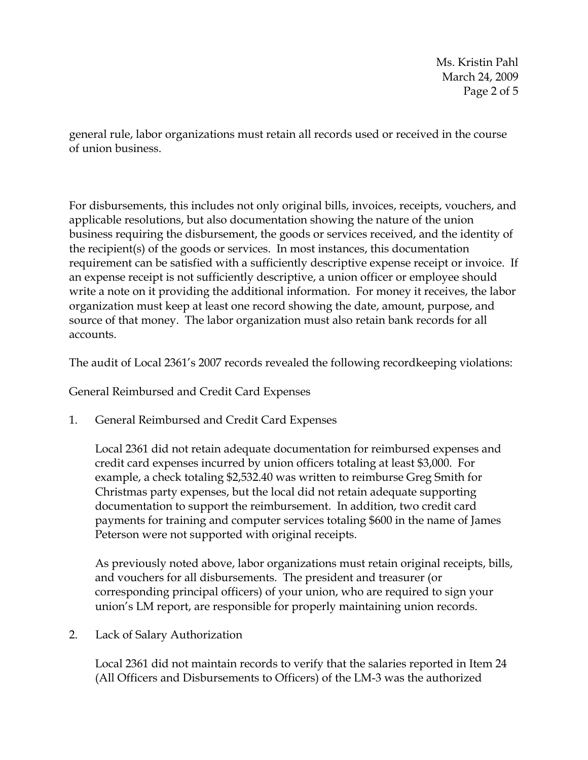general rule, labor organizations must retain all records used or received in the course of union business.

For disbursements, this includes not only original bills, invoices, receipts, vouchers, and applicable resolutions, but also documentation showing the nature of the union business requiring the disbursement, the goods or services received, and the identity of the recipient(s) of the goods or services. In most instances, this documentation requirement can be satisfied with a sufficiently descriptive expense receipt or invoice. If an expense receipt is not sufficiently descriptive, a union officer or employee should write a note on it providing the additional information. For money it receives, the labor organization must keep at least one record showing the date, amount, purpose, and source of that money. The labor organization must also retain bank records for all accounts.

The audit of Local 2361's 2007 records revealed the following recordkeeping violations:

General Reimbursed and Credit Card Expenses

1. General Reimbursed and Credit Card Expenses

   Local 2361 did not retain adequate documentation for reimbursed expenses and credit card expenses incurred by union officers totaling at least $3,000. For example, a check totaling $2,532.40 was written to reimburse Greg Smith for Christmas party expenses, but the local did not retain adequate supporting documentation to support the reimbursement. In addition, two credit card payments for training and computer services totaling $600 in the name of James Peterson were not supported with original receipts.

   As previously noted above, labor organizations must retain original receipts, bills, and vouchers for all disbursements. The president and treasurer (or corresponding principal officers) of your union, who are required to sign your union's LM report, are responsible for properly maintaining union records.

2. Lack of Salary Authorization

   Local 2361 did not maintain records to verify that the salaries reported in Item 24 (All Officers and Disbursements to Officers) of the LM-3 was the authorized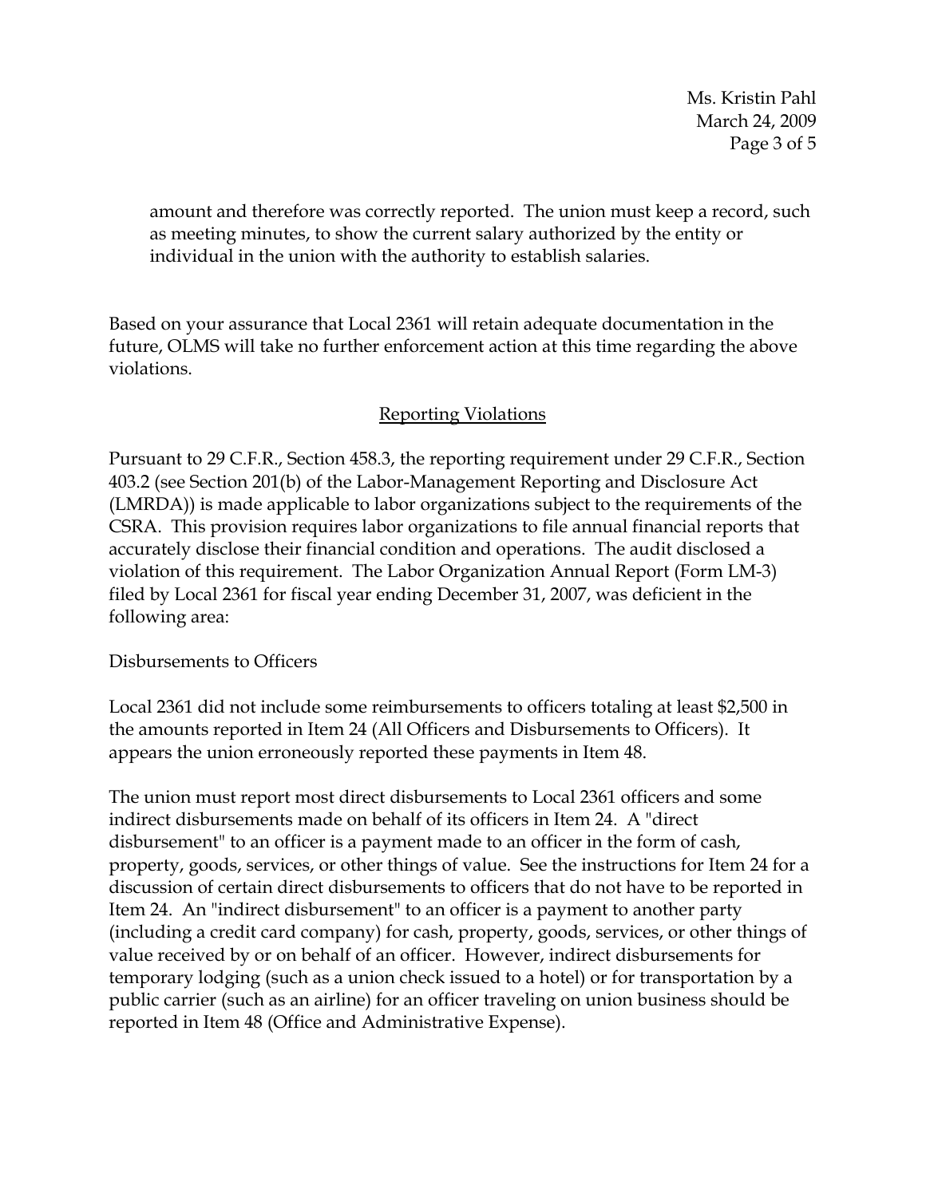amount and therefore was correctly reported. The union must keep a record, such as meeting minutes, to show the current salary authorized by the entity or individual in the union with the authority to establish salaries.

Based on your assurance that Local 2361 will retain adequate documentation in the future, OLMS will take no further enforcement action at this time regarding the above violations.

## Reporting Violations

Pursuant to 29 C.F.R., Section 458.3, the reporting requirement under 29 C.F.R., Section 403.2 (see Section 201(b) of the Labor-Management Reporting and Disclosure Act (LMRDA)) is made applicable to labor organizations subject to the requirements of the CSRA. This provision requires labor organizations to file annual financial reports that accurately disclose their financial condition and operations. The audit disclosed a violation of this requirement. The Labor Organization Annual Report (Form LM-3) filed by Local 2361 for fiscal year ending December 31, 2007, was deficient in the following area:

Disbursements to Officers

Local 2361 did not include some reimbursements to officers totaling at least $2,500 in the amounts reported in Item 24 (All Officers and Disbursements to Officers). It appears the union erroneously reported these payments in Item 48.

The union must report most direct disbursements to Local 2361 officers and some indirect disbursements made on behalf of its officers in Item 24. A "direct disbursement" to an officer is a payment made to an officer in the form of cash, property, goods, services, or other things of value. See the instructions for Item 24 for a discussion of certain direct disbursements to officers that do not have to be reported in Item 24. An "indirect disbursement" to an officer is a payment to another party (including a credit card company) for cash, property, goods, services, or other things of value received by or on behalf of an officer. However, indirect disbursements for temporary lodging (such as a union check issued to a hotel) or for transportation by a public carrier (such as an airline) for an officer traveling on union business should be reported in Item 48 (Office and Administrative Expense).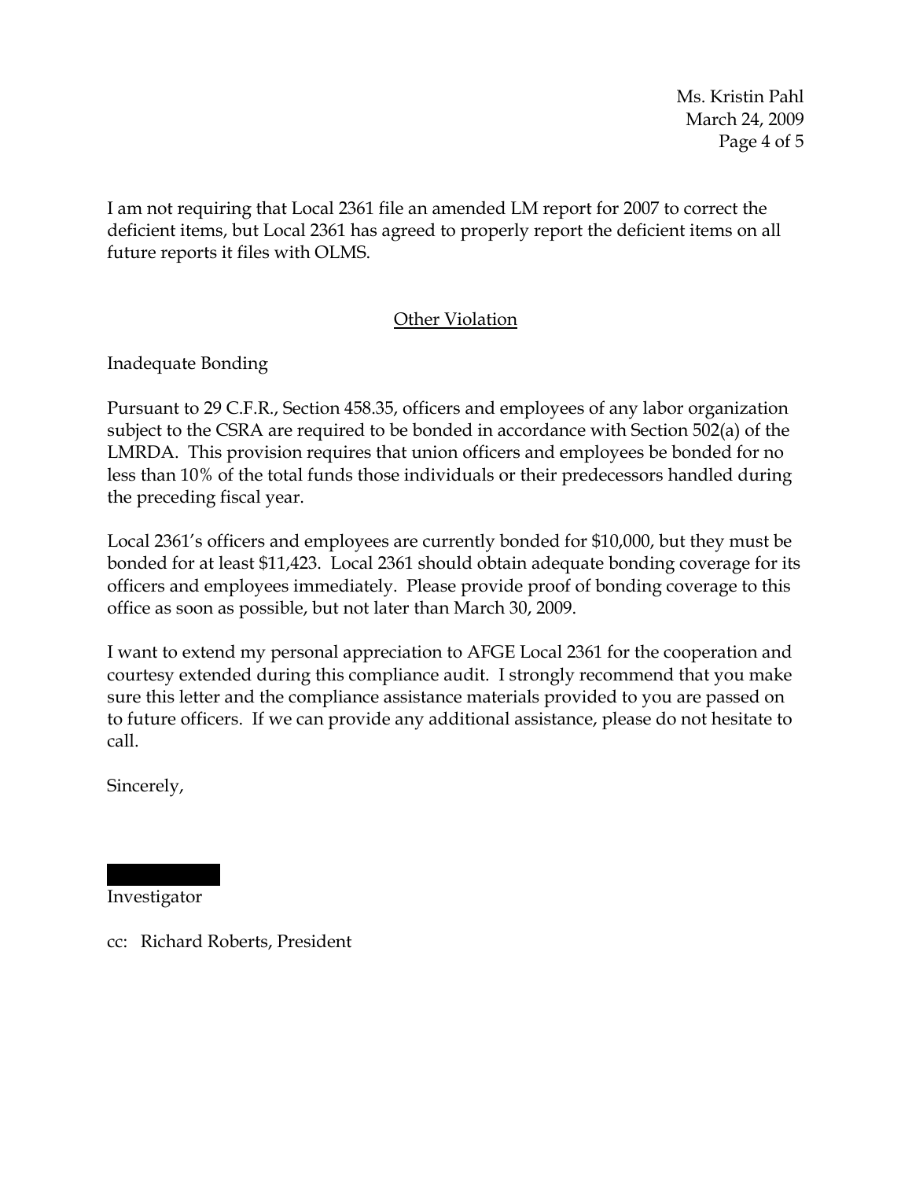I am not requiring that Local 2361 file an amended LM report for 2007 to correct the deficient items, but Local 2361 has agreed to properly report the deficient items on all future reports it files with OLMS.

## Other Violation

Inadequate Bonding

Pursuant to 29 C.F.R., Section 458.35, officers and employees of any labor organization subject to the CSRA are required to be bonded in accordance with Section 502(a) of the LMRDA. This provision requires that union officers and employees be bonded for no less than 10% of the total funds those individuals or their predecessors handled during the preceding fiscal year.

Local 2361's officers and employees are currently bonded for $10,000, but they must be bonded for at least $11,423. Local 2361 should obtain adequate bonding coverage for its officers and employees immediately. Please provide proof of bonding coverage to this office as soon as possible, but not later than March 30, 2009.

I want to extend my personal appreciation to AFGE Local 2361 for the cooperation and courtesy extended during this compliance audit. I strongly recommend that you make sure this letter and the compliance assistance materials provided to you are passed on to future officers. If we can provide any additional assistance, please do not hesitate to call.

Sincerely,

Investigator

cc: Richard Roberts, President